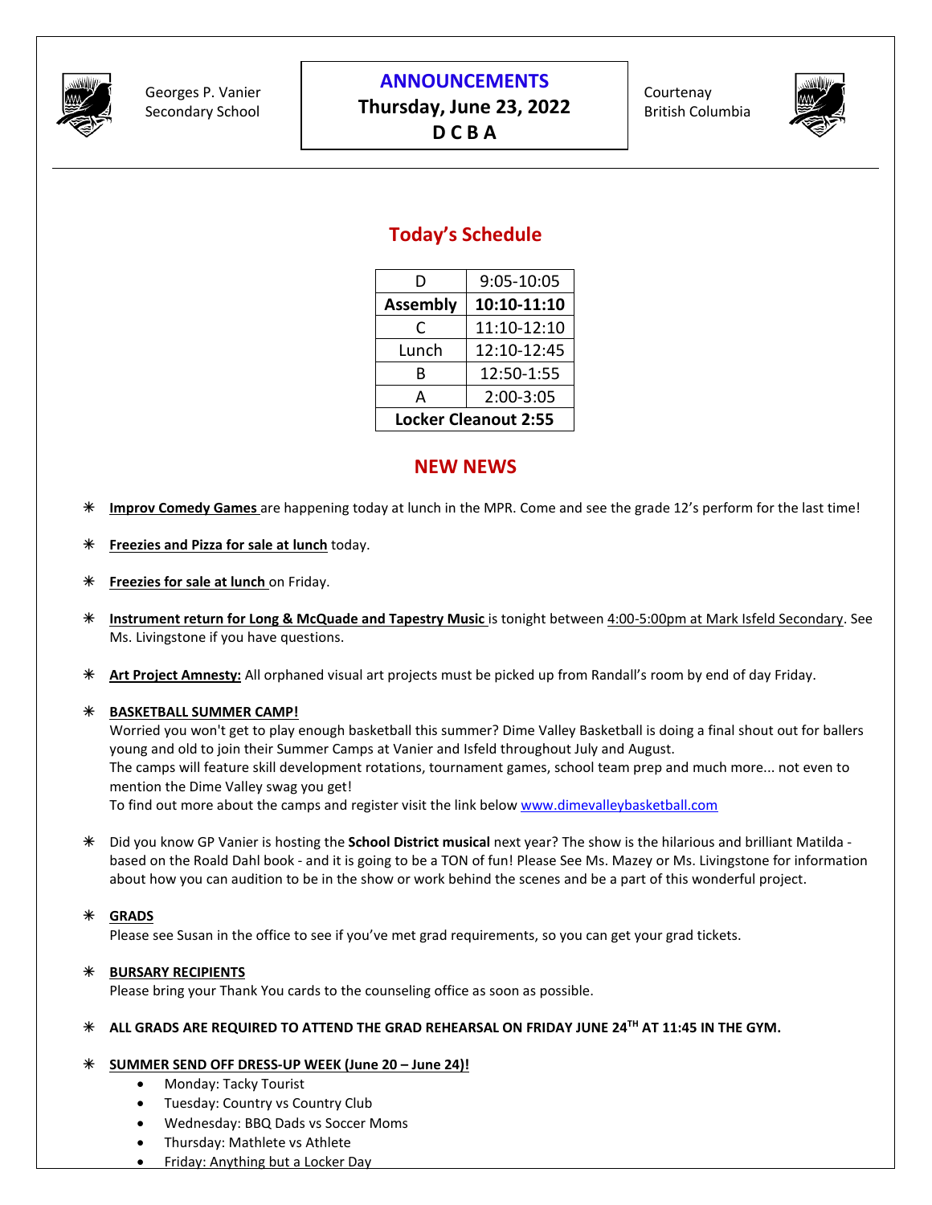Georges P. Vanier Secondary School

# ANNOUNCEMENTS
**Thursday, June 23, 2022**
**D C B A**

Courtenay British Columbia

## Today's Schedule

| | |
|---|---|
| D | 9:05-10:05 |
| **Assembly** | **10:10-11:10** |
| C | 11:10-12:10 |
| Lunch | 12:10-12:45 |
| B | 12:50-1:55 |
| A | 2:00-3:05 |
| **Locker Cleanout 2:55** | |

## NEW NEWS

- **Improv Comedy Games** are happening today at lunch in the MPR. Come and see the grade 12's perform for the last time!

- **Freezies and Pizza for sale at lunch** today.

- **Freezies for sale at lunch** on Friday.

- **Instrument return for Long & McQuade and Tapestry Music** is tonight between 4:00-5:00pm at Mark Isfeld Secondary. See Ms. Livingstone if you have questions.

- **Art Project Amnesty:** All orphaned visual art projects must be picked up from Randall's room by end of day Friday.

- **BASKETBALL SUMMER CAMP!**
  Worried you won't get to play enough basketball this summer? Dime Valley Basketball is doing a final shout out for ballers young and old to join their Summer Camps at Vanier and Isfeld throughout July and August.
  The camps will feature skill development rotations, tournament games, school team prep and much more... not even to mention the Dime Valley swag you get!
  To find out more about the camps and register visit the link below www.dimevalleybasketball.com

- Did you know GP Vanier is hosting the **School District musical** next year? The show is the hilarious and brilliant Matilda - based on the Roald Dahl book - and it is going to be a TON of fun! Please See Ms. Mazey or Ms. Livingstone for information about how you can audition to be in the show or work behind the scenes and be a part of this wonderful project.

- **GRADS**
  Please see Susan in the office to see if you've met grad requirements, so you can get your grad tickets.

- **BURSARY RECIPIENTS**
  Please bring your Thank You cards to the counseling office as soon as possible.

- **ALL GRADS ARE REQUIRED TO ATTEND THE GRAD REHEARSAL ON FRIDAY JUNE 24TH AT 11:45 IN THE GYM.**

- **SUMMER SEND OFF DRESS-UP WEEK (June 20 – June 24)!**
  - Monday: Tacky Tourist
  - Tuesday: Country vs Country Club
  - Wednesday: BBQ Dads vs Soccer Moms
  - Thursday: Mathlete vs Athlete
  - Friday: Anything but a Locker Day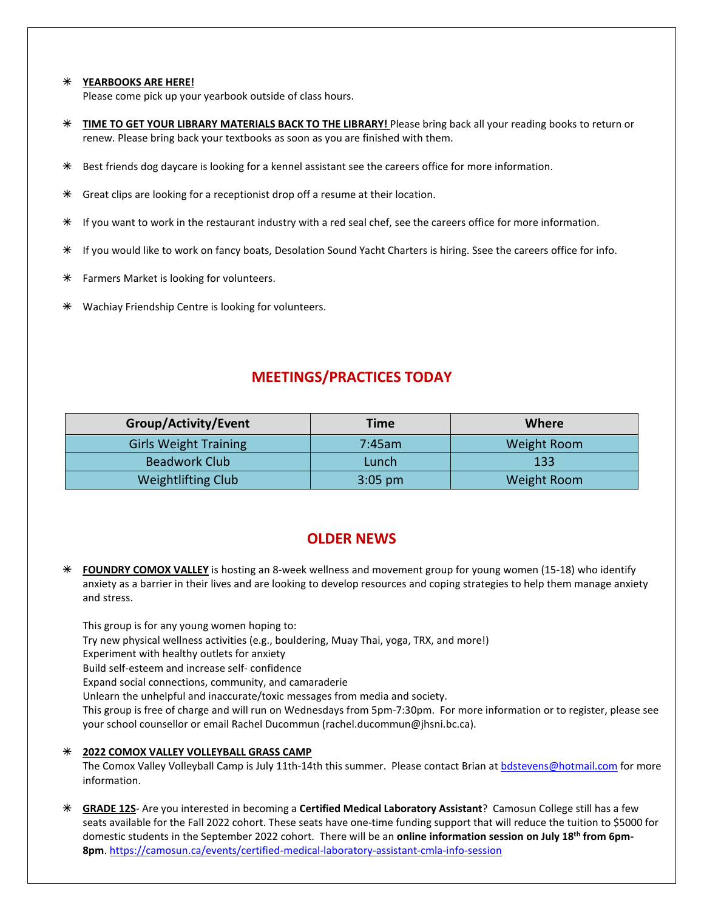- **YEARBOOKS ARE HERE!**
  Please come pick up your yearbook outside of class hours.

- **TIME TO GET YOUR LIBRARY MATERIALS BACK TO THE LIBRARY!** Please bring back all your reading books to return or renew. Please bring back your textbooks as soon as you are finished with them.

- Best friends dog daycare is looking for a kennel assistant see the careers office for more information.

- Great clips are looking for a receptionist drop off a resume at their location.

- If you want to work in the restaurant industry with a red seal chef, see the careers office for more information.

- If you would like to work on fancy boats, Desolation Sound Yacht Charters is hiring. Ssee the careers office for info.

- Farmers Market is looking for volunteers.

- Wachiay Friendship Centre is looking for volunteers.

## MEETINGS/PRACTICES TODAY

| Group/Activity/Event | Time | Where |
|---|---|---|
| Girls Weight Training | 7:45am | Weight Room |
| Beadwork Club | Lunch | 133 |
| Weightlifting Club | 3:05 pm | Weight Room |

## OLDER NEWS

- **FOUNDRY COMOX VALLEY** is hosting an 8-week wellness and movement group for young women (15-18) who identify anxiety as a barrier in their lives and are looking to develop resources and coping strategies to help them manage anxiety and stress.

  This group is for any young women hoping to:
  Try new physical wellness activities (e.g., bouldering, Muay Thai, yoga, TRX, and more!)
  Experiment with healthy outlets for anxiety
  Build self-esteem and increase self- confidence
  Expand social connections, community, and camaraderie
  Unlearn the unhelpful and inaccurate/toxic messages from media and society.
  This group is free of charge and will run on Wednesdays from 5pm-7:30pm. For more information or to register, please see your school counsellor or email Rachel Ducommun (rachel.ducommun@jhsni.bc.ca).

- **2022 COMOX VALLEY VOLLEYBALL GRASS CAMP**
  The Comox Valley Volleyball Camp is July 11th-14th this summer. Please contact Brian at bdstevens@hotmail.com for more information.

- **GRADE 12S**- Are you interested in becoming a **Certified Medical Laboratory Assistant**? Camosun College still has a few seats available for the Fall 2022 cohort. These seats have one-time funding support that will reduce the tuition to $5000 for domestic students in the September 2022 cohort. There will be an **online information session on July 18th from 6pm-8pm**. https://camosun.ca/events/certified-medical-laboratory-assistant-cmla-info-session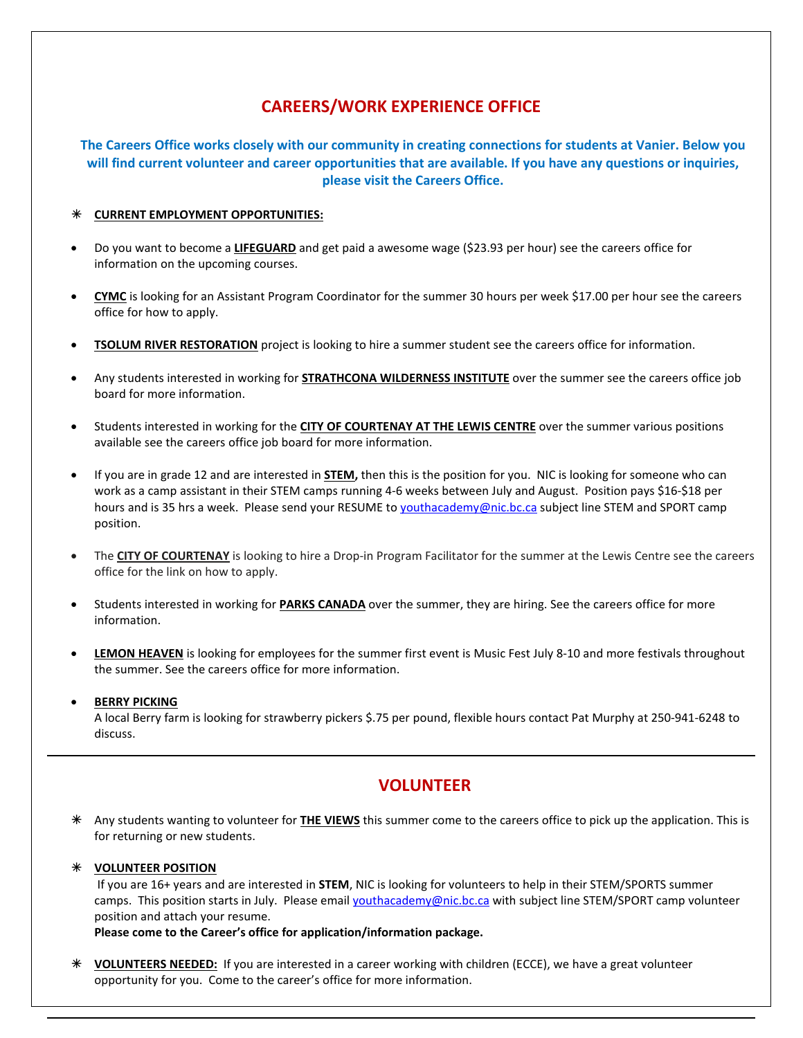# CAREERS/WORK EXPERIENCE OFFICE

**The Careers Office works closely with our community in creating connections for students at Vanier. Below you will find current volunteer and career opportunities that are available. If you have any questions or inquiries, please visit the Careers Office.**

✳ **CURRENT EMPLOYMENT OPPORTUNITIES:**

- Do you want to become a **LIFEGUARD** and get paid a awesome wage ($23.93 per hour) see the careers office for information on the upcoming courses.
- **CYMC** is looking for an Assistant Program Coordinator for the summer 30 hours per week $17.00 per hour see the careers office for how to apply.
- **TSOLUM RIVER RESTORATION** project is looking to hire a summer student see the careers office for information.
- Any students interested in working for **STRATHCONA WILDERNESS INSTITUTE** over the summer see the careers office job board for more information.
- Students interested in working for the **CITY OF COURTENAY AT THE LEWIS CENTRE** over the summer various positions available see the careers office job board for more information.
- If you are in grade 12 and are interested in **STEM,** then this is the position for you. NIC is looking for someone who can work as a camp assistant in their STEM camps running 4-6 weeks between July and August. Position pays $16-$18 per hours and is 35 hrs a week. Please send your RESUME to youthacademy@nic.bc.ca subject line STEM and SPORT camp position.
- The **CITY OF COURTENAY** is looking to hire a Drop-in Program Facilitator for the summer at the Lewis Centre see the careers office for the link on how to apply.
- Students interested in working for **PARKS CANADA** over the summer, they are hiring. See the careers office for more information.
- **LEMON HEAVEN** is looking for employees for the summer first event is Music Fest July 8-10 and more festivals throughout the summer. See the careers office for more information.
- **BERRY PICKING**
  A local Berry farm is looking for strawberry pickers $.75 per pound, flexible hours contact Pat Murphy at 250-941-6248 to discuss.

---

# VOLUNTEER

✳ Any students wanting to volunteer for **THE VIEWS** this summer come to the careers office to pick up the application. This is for returning or new students.

✳ **VOLUNTEER POSITION**
If you are 16+ years and are interested in **STEM**, NIC is looking for volunteers to help in their STEM/SPORTS summer camps. This position starts in July. Please email youthacademy@nic.bc.ca with subject line STEM/SPORT camp volunteer position and attach your resume.
**Please come to the Career's office for application/information package.**

✳ **VOLUNTEERS NEEDED:** If you are interested in a career working with children (ECCE), we have a great volunteer opportunity for you. Come to the career's office for more information.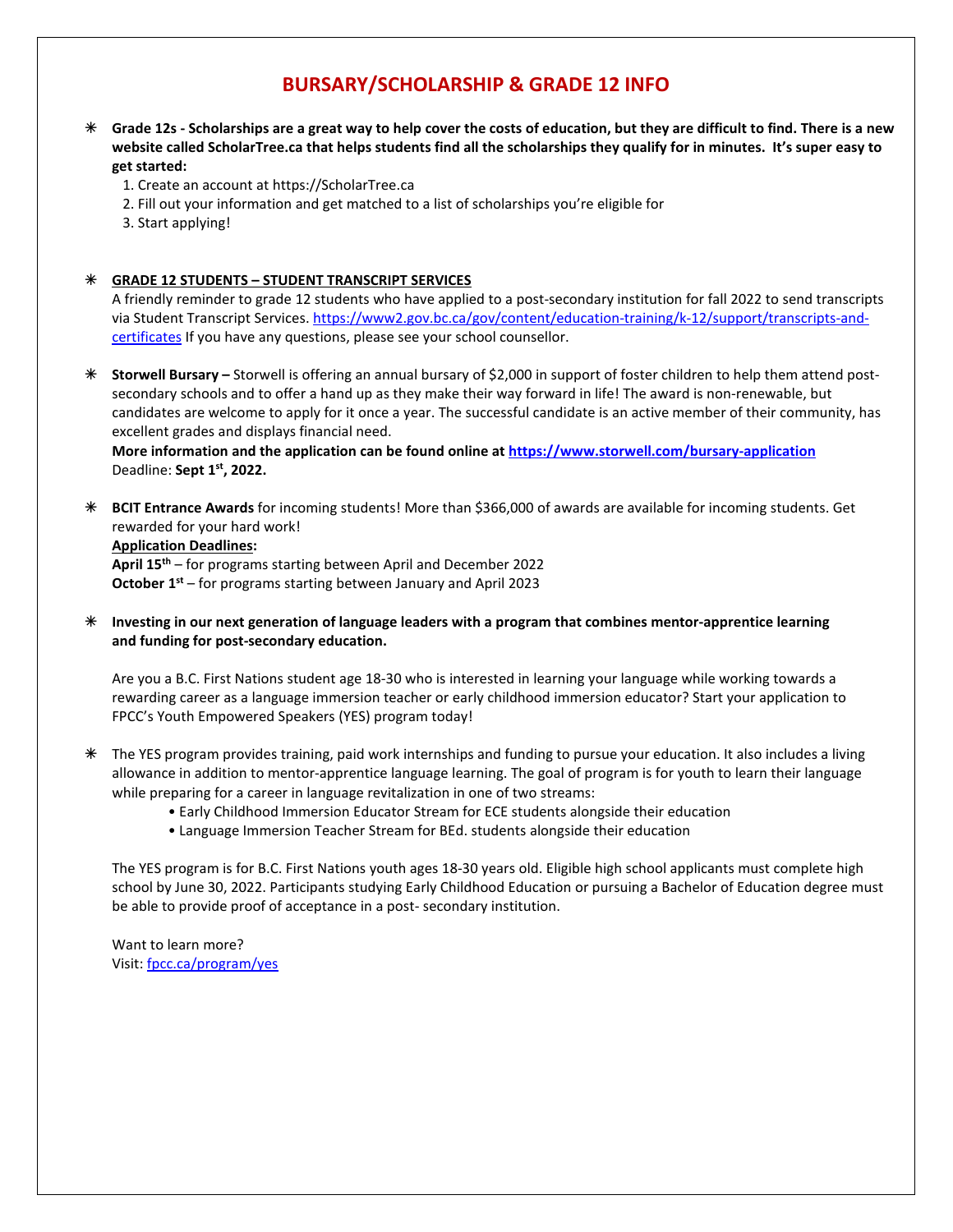# BURSARY/SCHOLARSHIP & GRADE 12 INFO

- **Grade 12s - Scholarships are a great way to help cover the costs of education, but they are difficult to find. There is a new website called ScholarTree.ca that helps students find all the scholarships they qualify for in minutes. It's super easy to get started:**
  1. Create an account at https://ScholarTree.ca
  2. Fill out your information and get matched to a list of scholarships you're eligible for
  3. Start applying!

- **GRADE 12 STUDENTS – STUDENT TRANSCRIPT SERVICES**
  A friendly reminder to grade 12 students who have applied to a post-secondary institution for fall 2022 to send transcripts via Student Transcript Services. https://www2.gov.bc.ca/gov/content/education-training/k-12/support/transcripts-and-certificates If you have any questions, please see your school counsellor.

- **Storwell Bursary –** Storwell is offering an annual bursary of $2,000 in support of foster children to help them attend post-secondary schools and to offer a hand up as they make their way forward in life! The award is non-renewable, but candidates are welcome to apply for it once a year. The successful candidate is an active member of their community, has excellent grades and displays financial need.
  **More information and the application can be found online at https://www.storwell.com/bursary-application**
  Deadline: **Sept 1st, 2022.**

- **BCIT Entrance Awards** for incoming students! More than $366,000 of awards are available for incoming students. Get rewarded for your hard work!
  **Application Deadlines:**
  **April 15th** – for programs starting between April and December 2022
  **October 1st** – for programs starting between January and April 2023

- **Investing in our next generation of language leaders with a program that combines mentor-apprentice learning and funding for post-secondary education.**

  Are you a B.C. First Nations student age 18-30 who is interested in learning your language while working towards a rewarding career as a language immersion teacher or early childhood immersion educator? Start your application to FPCC's Youth Empowered Speakers (YES) program today!

- The YES program provides training, paid work internships and funding to pursue your education. It also includes a living allowance in addition to mentor-apprentice language learning. The goal of program is for youth to learn their language while preparing for a career in language revitalization in one of two streams:
  - Early Childhood Immersion Educator Stream for ECE students alongside their education
  - Language Immersion Teacher Stream for BEd. students alongside their education

  The YES program is for B.C. First Nations youth ages 18-30 years old. Eligible high school applicants must complete high school by June 30, 2022. Participants studying Early Childhood Education or pursuing a Bachelor of Education degree must be able to provide proof of acceptance in a post- secondary institution.

  Want to learn more?
  Visit: fpcc.ca/program/yes